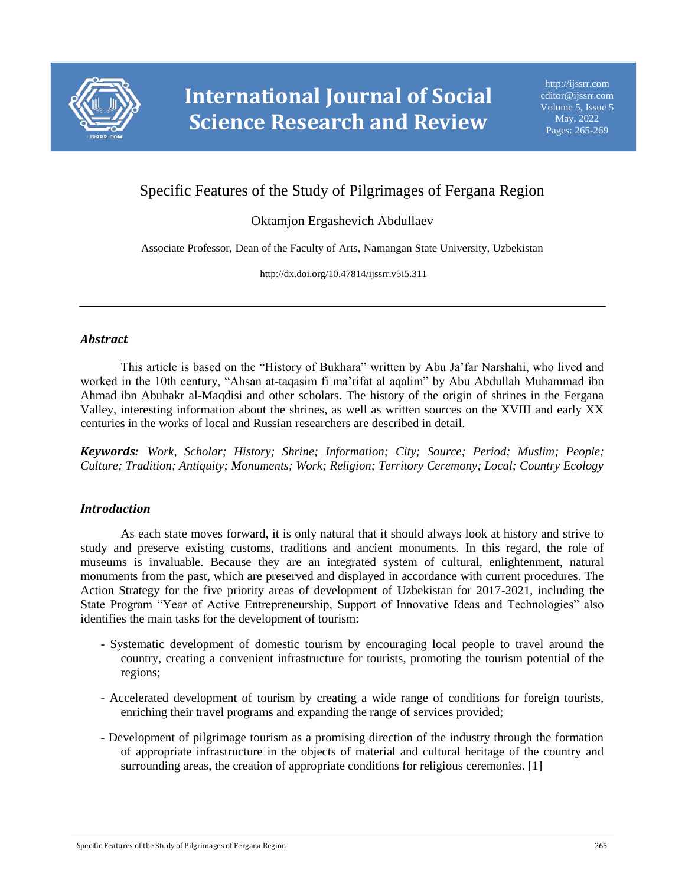# Specific Features of the Study of Pilgrimages of Fergana Region

Oktamjon Ergashevich Abdullaev

Associate Professor, Dean of the Faculty of Arts, Namangan State University, Uzbekistan

http://dx.doi.org/10.47814/ijssrr.v5i5.311

---

## *Abstract*

This article is based on the "History of Bukhara" written by Abu Ja'far Narshahi, who lived and worked in the 10th century, "Ahsan at-taqasim fi ma'rifat al aqalim" by Abu Abdullah Muhammad ibn Ahmad ibn Abubakr al-Maqdisi and other scholars. The history of the origin of shrines in the Fergana Valley, interesting information about the shrines, as well as written sources on the XVIII and early XX centuries in the works of local and Russian researchers are described in detail.

***Keywords:*** *Work, Scholar; History; Shrine; Information; City; Source; Period; Muslim; People; Culture; Tradition; Antiquity; Monuments; Work; Religion; Territory Ceremony; Local; Country Ecology*

## *Introduction*

As each state moves forward, it is only natural that it should always look at history and strive to study and preserve existing customs, traditions and ancient monuments. In this regard, the role of museums is invaluable. Because they are an integrated system of cultural, enlightenment, natural monuments from the past, which are preserved and displayed in accordance with current procedures. The Action Strategy for the five priority areas of development of Uzbekistan for 2017-2021, including the State Program "Year of Active Entrepreneurship, Support of Innovative Ideas and Technologies" also identifies the main tasks for the development of tourism:

- Systematic development of domestic tourism by encouraging local people to travel around the country, creating a convenient infrastructure for tourists, promoting the tourism potential of the regions;

- Accelerated development of tourism by creating a wide range of conditions for foreign tourists, enriching their travel programs and expanding the range of services provided;

- Development of pilgrimage tourism as a promising direction of the industry through the formation of appropriate infrastructure in the objects of material and cultural heritage of the country and surrounding areas, the creation of appropriate conditions for religious ceremonies. [1]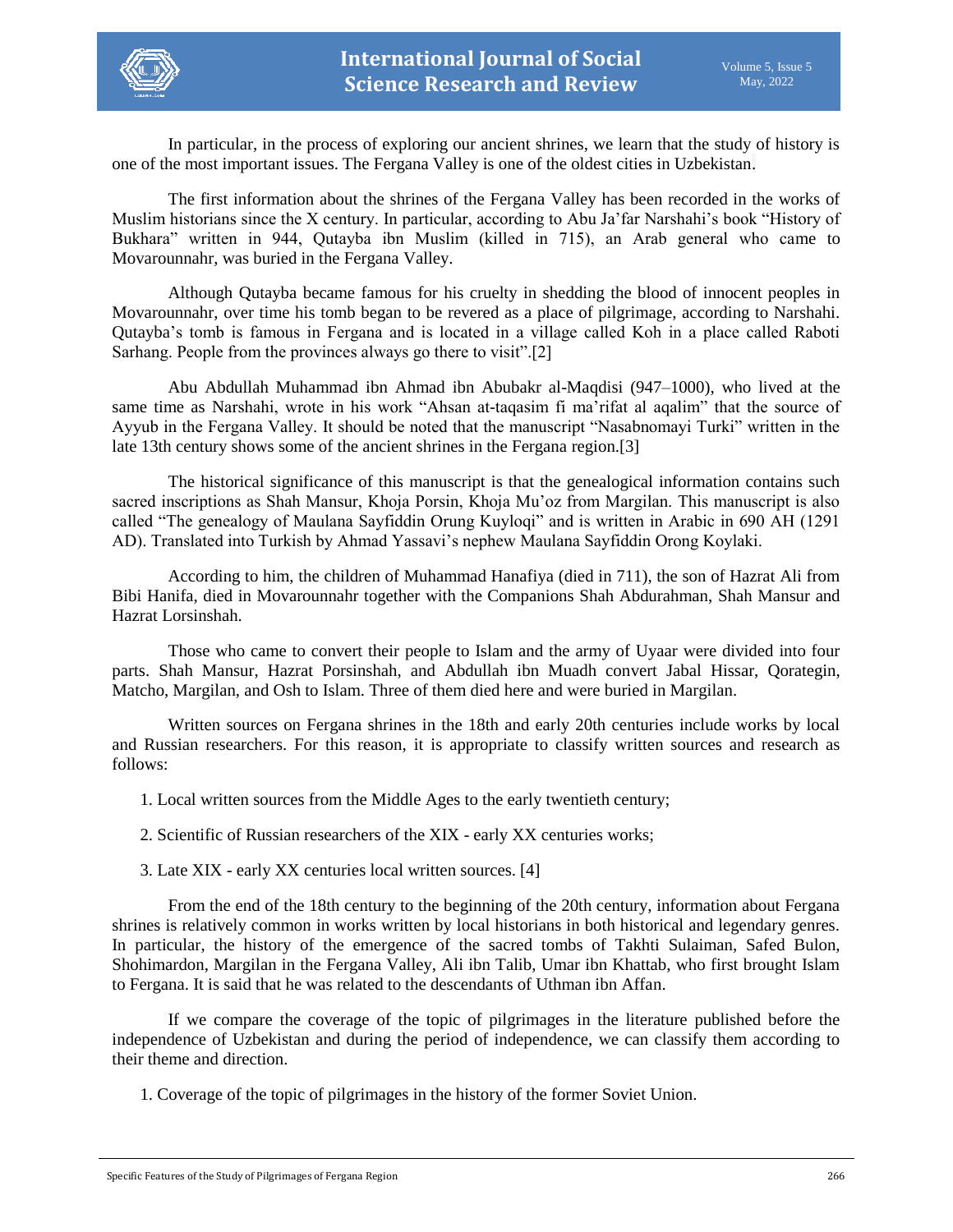In particular, in the process of exploring our ancient shrines, we learn that the study of history is one of the most important issues. The Fergana Valley is one of the oldest cities in Uzbekistan.

The first information about the shrines of the Fergana Valley has been recorded in the works of Muslim historians since the X century. In particular, according to Abu Ja'far Narshahi's book "History of Bukhara" written in 944, Qutayba ibn Muslim (killed in 715), an Arab general who came to Movarounnahr, was buried in the Fergana Valley.

Although Qutayba became famous for his cruelty in shedding the blood of innocent peoples in Movarounnahr, over time his tomb began to be revered as a place of pilgrimage, according to Narshahi. Qutayba's tomb is famous in Fergana and is located in a village called Koh in a place called Raboti Sarhang. People from the provinces always go there to visit".[2]

Abu Abdullah Muhammad ibn Ahmad ibn Abubakr al-Maqdisi (947–1000), who lived at the same time as Narshahi, wrote in his work "Ahsan at-taqasim fi ma'rifat al aqalim" that the source of Ayyub in the Fergana Valley. It should be noted that the manuscript "Nasabnomayi Turki" written in the late 13th century shows some of the ancient shrines in the Fergana region.[3]

The historical significance of this manuscript is that the genealogical information contains such sacred inscriptions as Shah Mansur, Khoja Porsin, Khoja Mu'oz from Margilan. This manuscript is also called "The genealogy of Maulana Sayfiddin Orung Kuyloqi" and is written in Arabic in 690 AH (1291 AD). Translated into Turkish by Ahmad Yassavi's nephew Maulana Sayfiddin Orong Koylaki.

According to him, the children of Muhammad Hanafiya (died in 711), the son of Hazrat Ali from Bibi Hanifa, died in Movarounnahr together with the Companions Shah Abdurahman, Shah Mansur and Hazrat Lorsinshah.

Those who came to convert their people to Islam and the army of Uyaar were divided into four parts. Shah Mansur, Hazrat Porsinshah, and Abdullah ibn Muadh convert Jabal Hissar, Qorategin, Matcho, Margilan, and Osh to Islam. Three of them died here and were buried in Margilan.

Written sources on Fergana shrines in the 18th and early 20th centuries include works by local and Russian researchers. For this reason, it is appropriate to classify written sources and research as follows:

1. Local written sources from the Middle Ages to the early twentieth century;
2. Scientific of Russian researchers of the XIX - early XX centuries works;
3. Late XIX - early XX centuries local written sources. [4]

From the end of the 18th century to the beginning of the 20th century, information about Fergana shrines is relatively common in works written by local historians in both historical and legendary genres. In particular, the history of the emergence of the sacred tombs of Takhti Sulaiman, Safed Bulon, Shohimardon, Margilan in the Fergana Valley, Ali ibn Talib, Umar ibn Khattab, who first brought Islam to Fergana. It is said that he was related to the descendants of Uthman ibn Affan.

If we compare the coverage of the topic of pilgrimages in the literature published before the independence of Uzbekistan and during the period of independence, we can classify them according to their theme and direction.

1. Coverage of the topic of pilgrimages in the history of the former Soviet Union.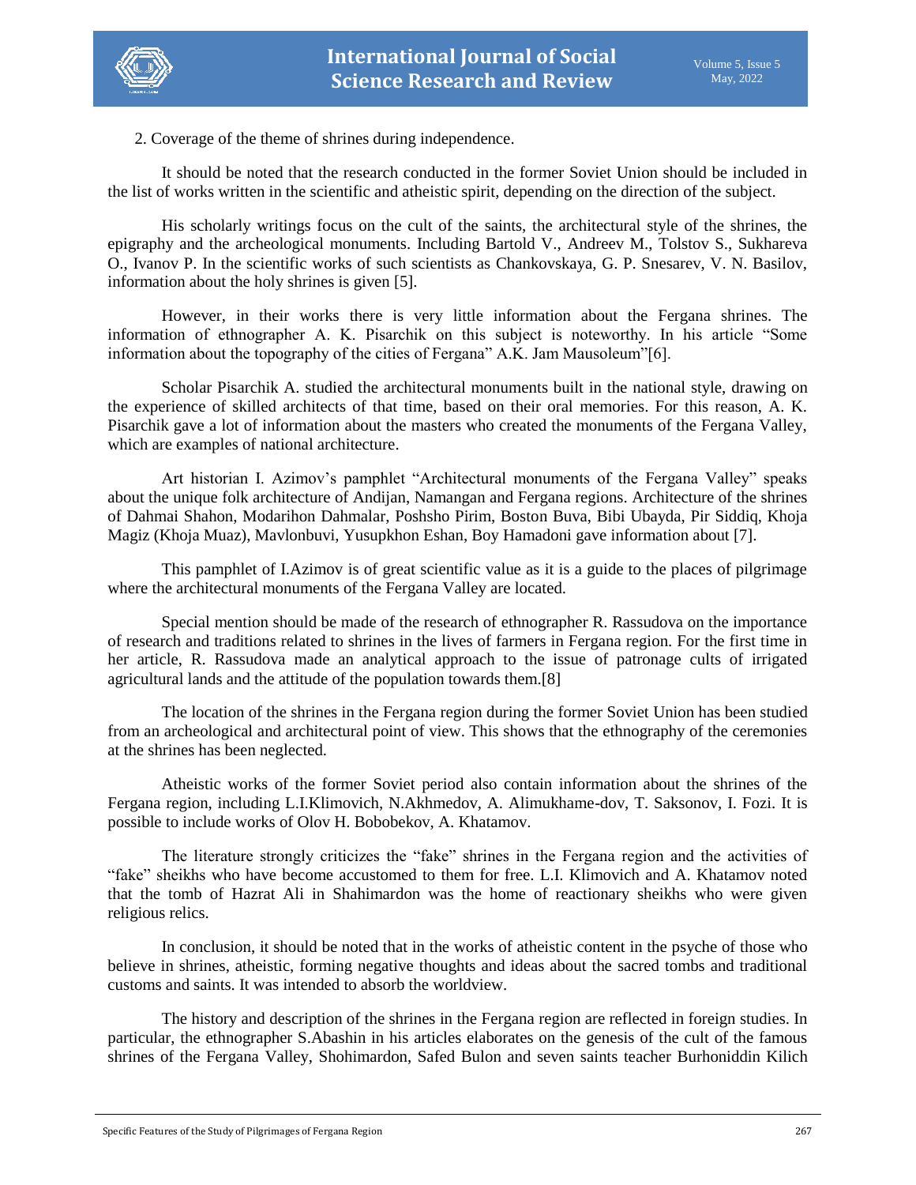2. Coverage of the theme of shrines during independence.

It should be noted that the research conducted in the former Soviet Union should be included in the list of works written in the scientific and atheistic spirit, depending on the direction of the subject.

His scholarly writings focus on the cult of the saints, the architectural style of the shrines, the epigraphy and the archeological monuments. Including Bartold V., Andreev M., Tolstov S., Sukhareva O., Ivanov P. In the scientific works of such scientists as Chankovskaya, G. P. Snesarev, V. N. Basilov, information about the holy shrines is given [5].

However, in their works there is very little information about the Fergana shrines. The information of ethnographer A. K. Pisarchik on this subject is noteworthy. In his article "Some information about the topography of the cities of Fergana" A.K. Jam Mausoleum"[6].

Scholar Pisarchik A. studied the architectural monuments built in the national style, drawing on the experience of skilled architects of that time, based on their oral memories. For this reason, A. K. Pisarchik gave a lot of information about the masters who created the monuments of the Fergana Valley, which are examples of national architecture.

Art historian I. Azimov's pamphlet "Architectural monuments of the Fergana Valley" speaks about the unique folk architecture of Andijan, Namangan and Fergana regions. Architecture of the shrines of Dahmai Shahon, Modarihon Dahmalar, Poshsho Pirim, Boston Buva, Bibi Ubayda, Pir Siddiq, Khoja Magiz (Khoja Muaz), Mavlonbuvi, Yusupkhon Eshan, Boy Hamadoni gave information about [7].

This pamphlet of I.Azimov is of great scientific value as it is a guide to the places of pilgrimage where the architectural monuments of the Fergana Valley are located.

Special mention should be made of the research of ethnographer R. Rassudova on the importance of research and traditions related to shrines in the lives of farmers in Fergana region. For the first time in her article, R. Rassudova made an analytical approach to the issue of patronage cults of irrigated agricultural lands and the attitude of the population towards them.[8]

The location of the shrines in the Fergana region during the former Soviet Union has been studied from an archeological and architectural point of view. This shows that the ethnography of the ceremonies at the shrines has been neglected.

Atheistic works of the former Soviet period also contain information about the shrines of the Fergana region, including L.I.Klimovich, N.Akhmedov, A. Alimukhame-dov, T. Saksonov, I. Fozi. It is possible to include works of Olov H. Bobobekov, A. Khatamov.

The literature strongly criticizes the "fake" shrines in the Fergana region and the activities of "fake" sheikhs who have become accustomed to them for free. L.I. Klimovich and A. Khatamov noted that the tomb of Hazrat Ali in Shahimardon was the home of reactionary sheikhs who were given religious relics.

In conclusion, it should be noted that in the works of atheistic content in the psyche of those who believe in shrines, atheistic, forming negative thoughts and ideas about the sacred tombs and traditional customs and saints. It was intended to absorb the worldview.

The history and description of the shrines in the Fergana region are reflected in foreign studies. In particular, the ethnographer S.Abashin in his articles elaborates on the genesis of the cult of the famous shrines of the Fergana Valley, Shohimardon, Safed Bulon and seven saints teacher Burhoniddin Kilich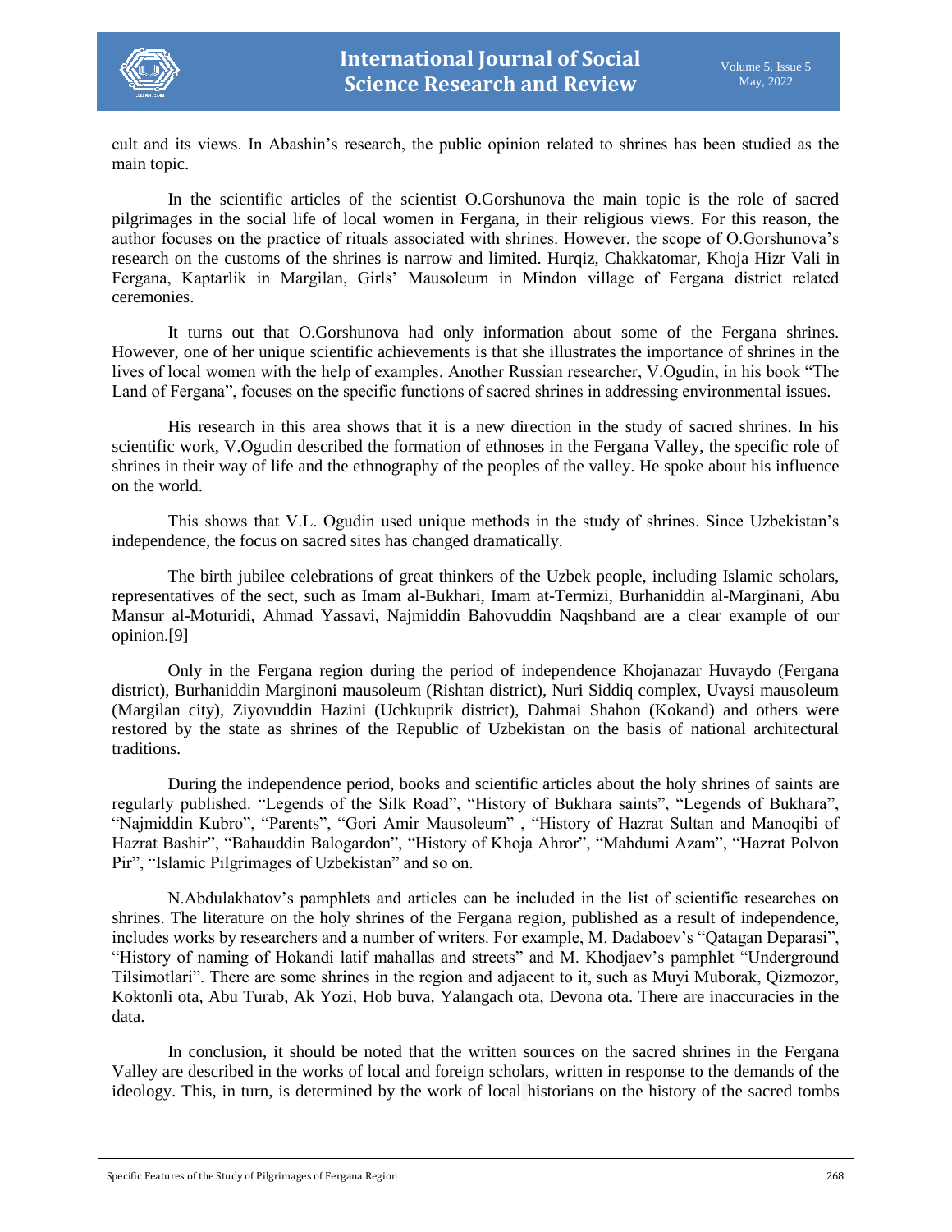cult and its views. In Abashin's research, the public opinion related to shrines has been studied as the main topic.

In the scientific articles of the scientist O.Gorshunova the main topic is the role of sacred pilgrimages in the social life of local women in Fergana, in their religious views. For this reason, the author focuses on the practice of rituals associated with shrines. However, the scope of O.Gorshunova's research on the customs of the shrines is narrow and limited. Hurqiz, Chakkatomar, Khoja Hizr Vali in Fergana, Kaptarlik in Margilan, Girls' Mausoleum in Mindon village of Fergana district related ceremonies.

It turns out that O.Gorshunova had only information about some of the Fergana shrines. However, one of her unique scientific achievements is that she illustrates the importance of shrines in the lives of local women with the help of examples. Another Russian researcher, V.Ogudin, in his book "The Land of Fergana", focuses on the specific functions of sacred shrines in addressing environmental issues.

His research in this area shows that it is a new direction in the study of sacred shrines. In his scientific work, V.Ogudin described the formation of ethnoses in the Fergana Valley, the specific role of shrines in their way of life and the ethnography of the peoples of the valley. He spoke about his influence on the world.

This shows that V.L. Ogudin used unique methods in the study of shrines. Since Uzbekistan's independence, the focus on sacred sites has changed dramatically.

The birth jubilee celebrations of great thinkers of the Uzbek people, including Islamic scholars, representatives of the sect, such as Imam al-Bukhari, Imam at-Termizi, Burhaniddin al-Marginani, Abu Mansur al-Moturidi, Ahmad Yassavi, Najmiddin Bahovuddin Naqshband are a clear example of our opinion.[9]

Only in the Fergana region during the period of independence Khojanazar Huvaydo (Fergana district), Burhaniddin Marginoni mausoleum (Rishtan district), Nuri Siddiq complex, Uvaysi mausoleum (Margilan city), Ziyovuddin Hazini (Uchkuprik district), Dahmai Shahon (Kokand) and others were restored by the state as shrines of the Republic of Uzbekistan on the basis of national architectural traditions.

During the independence period, books and scientific articles about the holy shrines of saints are regularly published. "Legends of the Silk Road", "History of Bukhara saints", "Legends of Bukhara", "Najmiddin Kubro", "Parents", "Gori Amir Mausoleum" , "History of Hazrat Sultan and Manoqibi of Hazrat Bashir", "Bahauddin Balogardon", "History of Khoja Ahror", "Mahdumi Azam", "Hazrat Polvon Pir", "Islamic Pilgrimages of Uzbekistan" and so on.

N.Abdulakhatov's pamphlets and articles can be included in the list of scientific researches on shrines. The literature on the holy shrines of the Fergana region, published as a result of independence, includes works by researchers and a number of writers. For example, M. Dadaboev's "Qatagan Deparasi", "History of naming of Hokandi latif mahallas and streets" and M. Khodjaev's pamphlet "Underground Tilsimotlari". There are some shrines in the region and adjacent to it, such as Muyi Muborak, Qizmozor, Koktonli ota, Abu Turab, Ak Yozi, Hob buva, Yalangach ota, Devona ota. There are inaccuracies in the data.

In conclusion, it should be noted that the written sources on the sacred shrines in the Fergana Valley are described in the works of local and foreign scholars, written in response to the demands of the ideology. This, in turn, is determined by the work of local historians on the history of the sacred tombs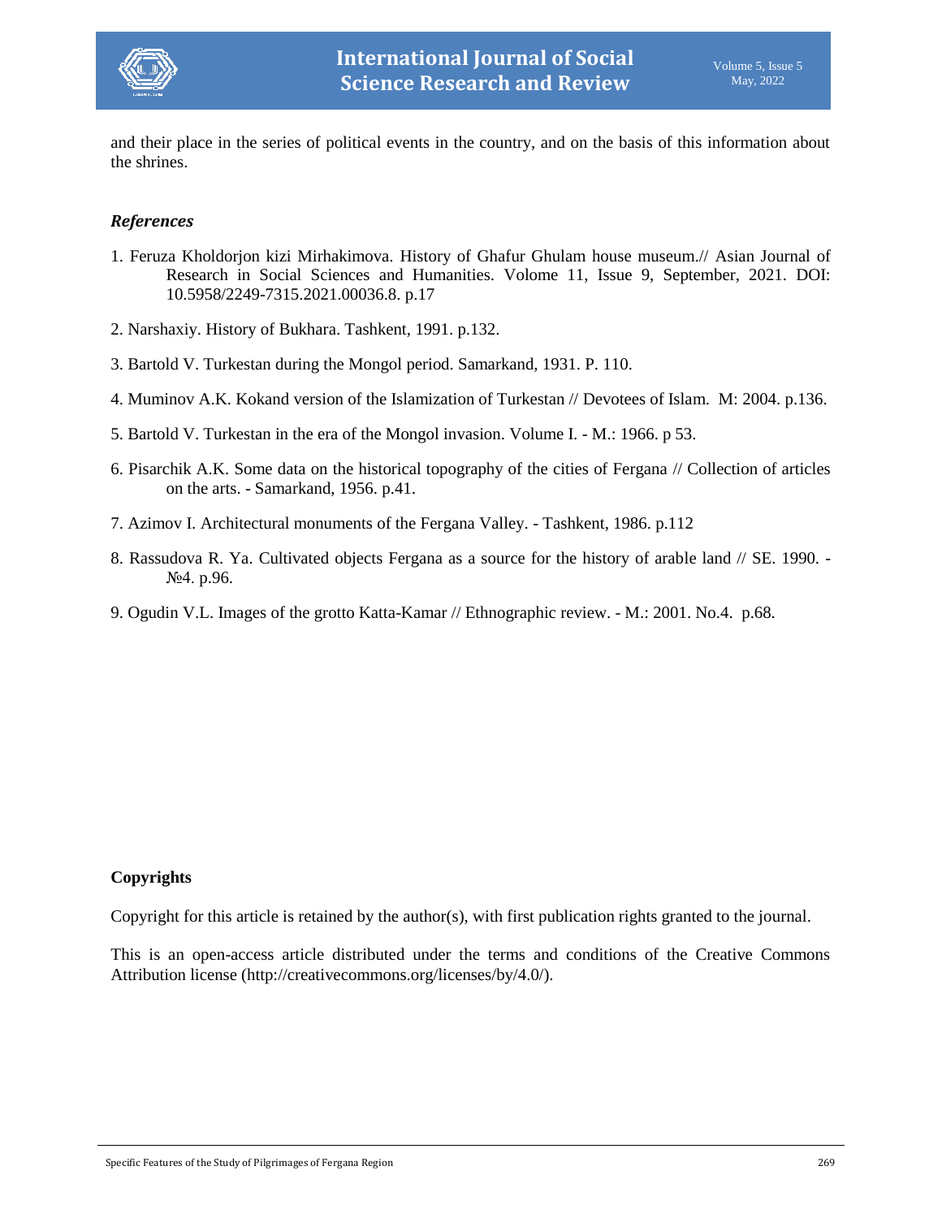and their place in the series of political events in the country, and on the basis of this information about the shrines.

### *References*

1. Feruza Kholdorjon kizi Mirhakimova. History of Ghafur Ghulam house museum.// Asian Journal of Research in Social Sciences and Humanities. Volome 11, Issue 9, September, 2021. DOI: 10.5958/2249-7315.2021.00036.8. p.17

2. Narshaxiy. History of Bukhara. Tashkent, 1991. p.132.

3. Bartold V. Turkestan during the Mongol period. Samarkand, 1931. P. 110.

4. Muminov A.K. Kokand version of the Islamization of Turkestan // Devotees of Islam. M: 2004. p.136.

5. Bartold V. Turkestan in the era of the Mongol invasion. Volume I. - M.: 1966. p 53.

6. Pisarchik A.K. Some data on the historical topography of the cities of Fergana // Collection of articles on the arts. - Samarkand, 1956. p.41.

7. Azimov I. Architectural monuments of the Fergana Valley. - Tashkent, 1986. p.112

8. Rassudova R. Ya. Cultivated objects Fergana as a source for the history of arable land // SE. 1990. - №4. p.96.

9. Ogudin V.L. Images of the grotto Katta-Kamar // Ethnographic review. - M.: 2001. No.4. p.68.

**Copyrights**

Copyright for this article is retained by the author(s), with first publication rights granted to the journal.

This is an open-access article distributed under the terms and conditions of the Creative Commons Attribution license (http://creativecommons.org/licenses/by/4.0/).